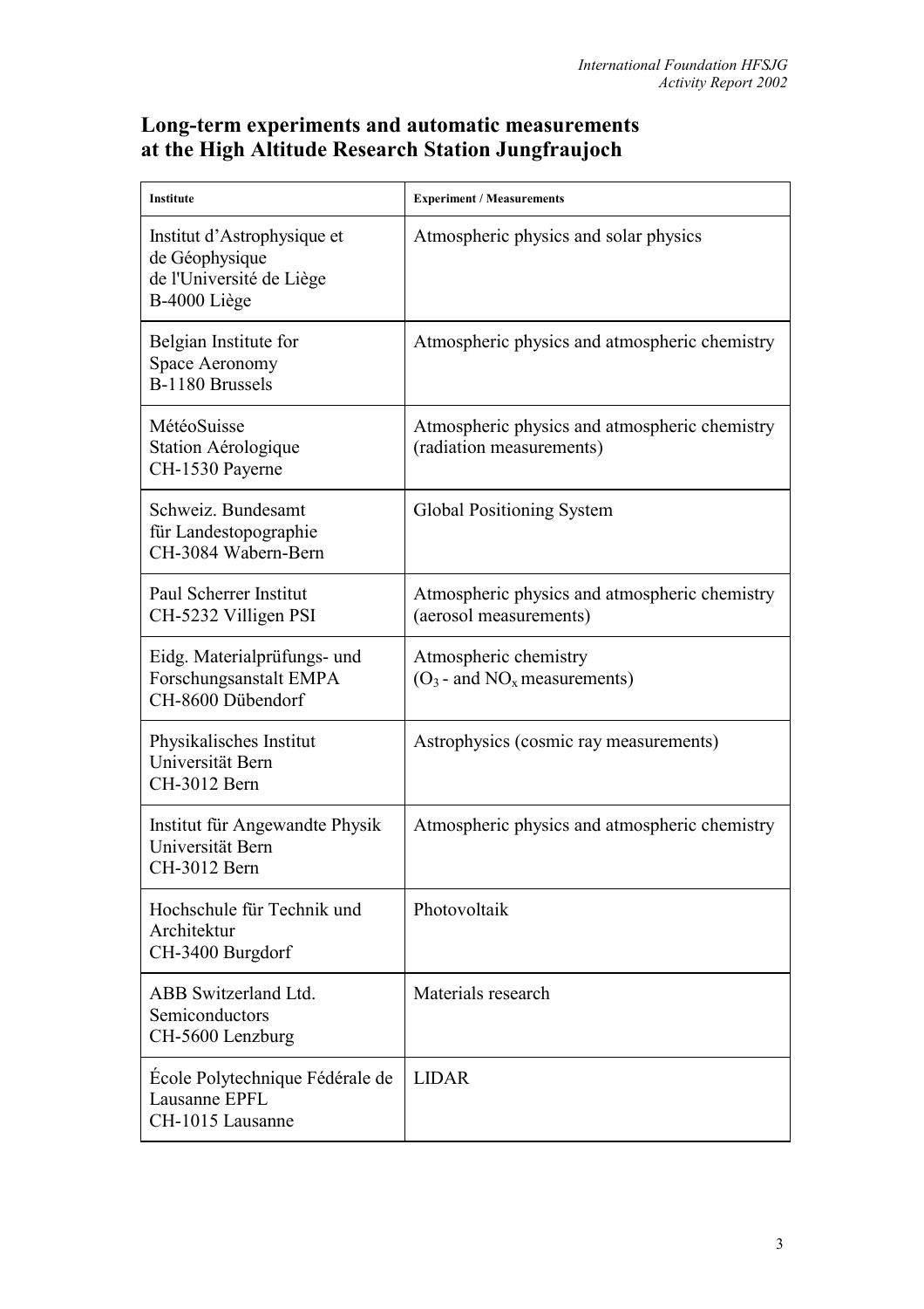## Long-term experiments and automatic measurements at the High Altitude Research Station Jungfraujoch

| Institute | Experiment / Measurements |
|---|---|
| Institut d'Astrophysique et de Géophysique de l'Université de Liège B-4000 Liège | Atmospheric physics and solar physics |
| Belgian Institute for Space Aeronomy B-1180 Brussels | Atmospheric physics and atmospheric chemistry |
| MétéoSuisse Station Aérologique CH-1530 Payerne | Atmospheric physics and atmospheric chemistry (radiation measurements) |
| Schweiz. Bundesamt für Landestopographie CH-3084 Wabern-Bern | Global Positioning System |
| Paul Scherrer Institut CH-5232 Villigen PSI | Atmospheric physics and atmospheric chemistry (aerosol measurements) |
| Eidg. Materialprüfungs- und Forschungsanstalt EMPA CH-8600 Dübendorf | Atmospheric chemistry ($O_3$ - and $NO_x$ measurements) |
| Physikalisches Institut Universität Bern CH-3012 Bern | Astrophysics (cosmic ray measurements) |
| Institut für Angewandte Physik Universität Bern CH-3012 Bern | Atmospheric physics and atmospheric chemistry |
| Hochschule für Technik und Architektur CH-3400 Burgdorf | Photovoltaik |
| ABB Switzerland Ltd. Semiconductors CH-5600 Lenzburg | Materials research |
| École Polytechnique Fédérale de Lausanne EPFL CH-1015 Lausanne | LIDAR |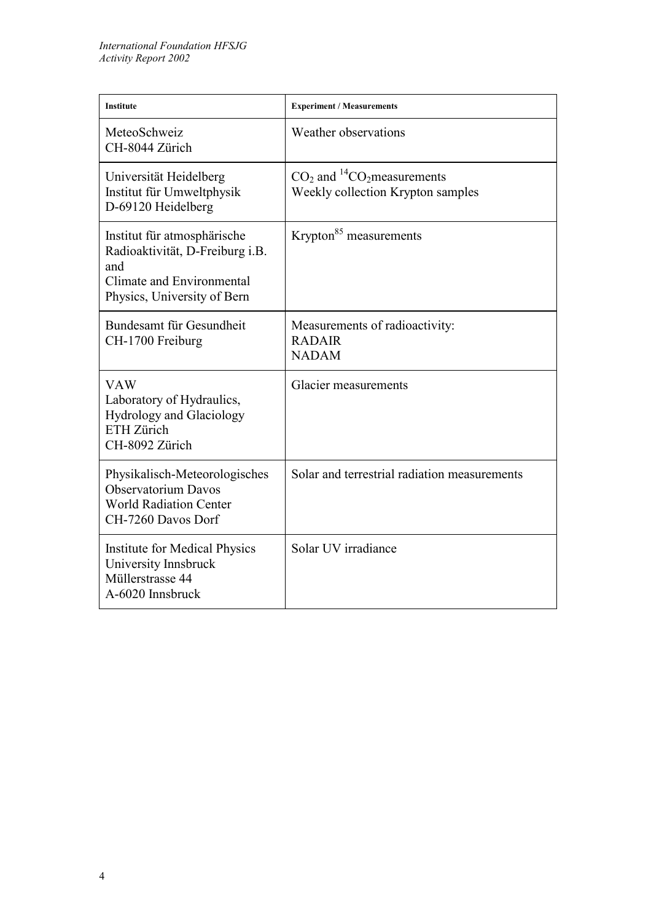| Institute | Experiment / Measurements |
| --- | --- |
| MeteoSchweiz<br>CH-8044 Zürich | Weather observations |
| Universität Heidelberg<br>Institut für Umweltphysik<br>D-69120 Heidelberg | $CO_2$ and $^{14}CO_2$measurements<br>Weekly collection Krypton samples |
| Institut für atmosphärische Radioaktivität, D-Freiburg i.B.<br>and<br>Climate and Environmental Physics, University of Bern | $Krypton^{85}$ measurements |
| Bundesamt für Gesundheit<br>CH-1700 Freiburg | Measurements of radioactivity:<br>RADAIR<br>NADAM |
| VAW<br>Laboratory of Hydraulics, Hydrology and Glaciology<br>ETH Zürich<br>CH-8092 Zürich | Glacier measurements |
| Physikalisch-Meteorologisches Observatorium Davos<br>World Radiation Center<br>CH-7260 Davos Dorf | Solar and terrestrial radiation measurements |
| Institute for Medical Physics<br>University Innsbruck<br>Müllerstrasse 44<br>A-6020 Innsbruck | Solar UV irradiance |